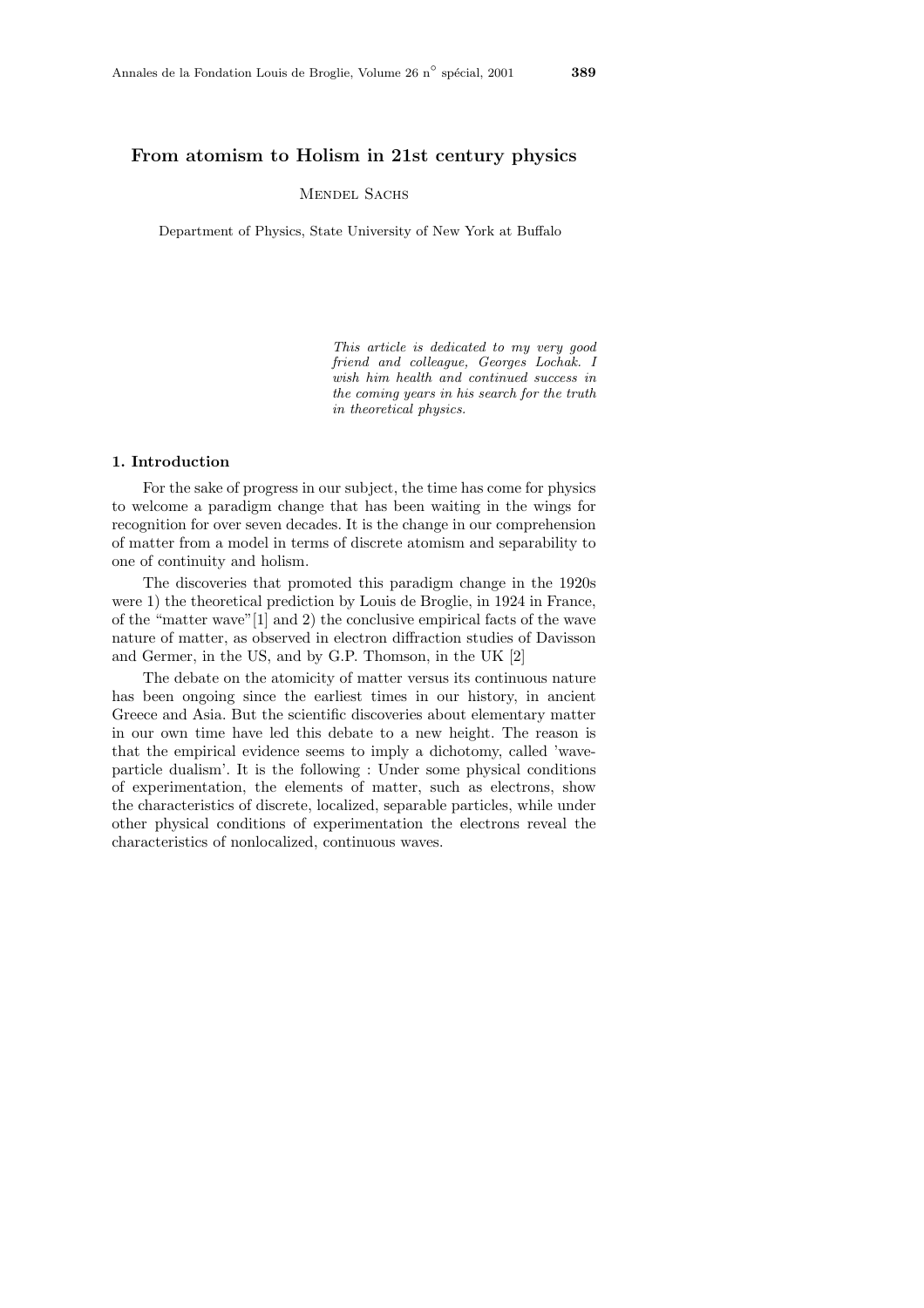// Annales de la Fondation Louis de Broglie, Volume 26 n° spécial, 2001 — omitted as header

# From atomism to Holism in 21st century physics

Mendel Sachs

Department of Physics, State University of New York at Buffalo

*This article is dedicated to my very good friend and colleague, Georges Lochak. I wish him health and continued success in the coming years in his search for the truth in theoretical physics.*

## 1. Introduction

For the sake of progress in our subject, the time has come for physics to welcome a paradigm change that has been waiting in the wings for recognition for over seven decades. It is the change in our comprehension of matter from a model in terms of discrete atomism and separability to one of continuity and holism.

The discoveries that promoted this paradigm change in the 1920s were 1) the theoretical prediction by Louis de Broglie, in 1924 in France, of the "matter wave"[1] and 2) the conclusive empirical facts of the wave nature of matter, as observed in electron diffraction studies of Davisson and Germer, in the US, and by G.P. Thomson, in the UK [2]

The debate on the atomicity of matter versus its continuous nature has been ongoing since the earliest times in our history, in ancient Greece and Asia. But the scientific discoveries about elementary matter in our own time have led this debate to a new height. The reason is that the empirical evidence seems to imply a dichotomy, called 'wave-particle dualism'. It is the following : Under some physical conditions of experimentation, the elements of matter, such as electrons, show the characteristics of discrete, localized, separable particles, while under other physical conditions of experimentation the electrons reveal the characteristics of nonlocalized, continuous waves.

# From atomism to Holism in 21st century physics

Mendel Sachs

Department of Physics, State University of New York at Buffalo

*This article is dedicated to my very good friend and colleague, Georges Lochak. I wish him health and continued success in the coming years in his search for the truth in theoretical physics.*

## 1. Introduction

For the sake of progress in our subject, the time has come for physics to welcome a paradigm change that has been waiting in the wings for recognition for over seven decades. It is the change in our comprehension of matter from a model in terms of discrete atomism and separability to one of continuity and holism.

The discoveries that promoted this paradigm change in the 1920s were 1) the theoretical prediction by Louis de Broglie, in 1924 in France, of the "matter wave"[1] and 2) the conclusive empirical facts of the wave nature of matter, as observed in electron diffraction studies of Davisson and Germer, in the US, and by G.P. Thomson, in the UK [2]

The debate on the atomicity of matter versus its continuous nature has been ongoing since the earliest times in our history, in ancient Greece and Asia. But the scientific discoveries about elementary matter in our own time have led this debate to a new height. The reason is that the empirical evidence seems to imply a dichotomy, called 'wave-particle dualism'. It is the following : Under some physical conditions of experimentation, the elements of matter, such as electrons, show the characteristics of discrete, localized, separable particles, while under other physical conditions of experimentation the electrons reveal the characteristics of nonlocalized, continuous waves.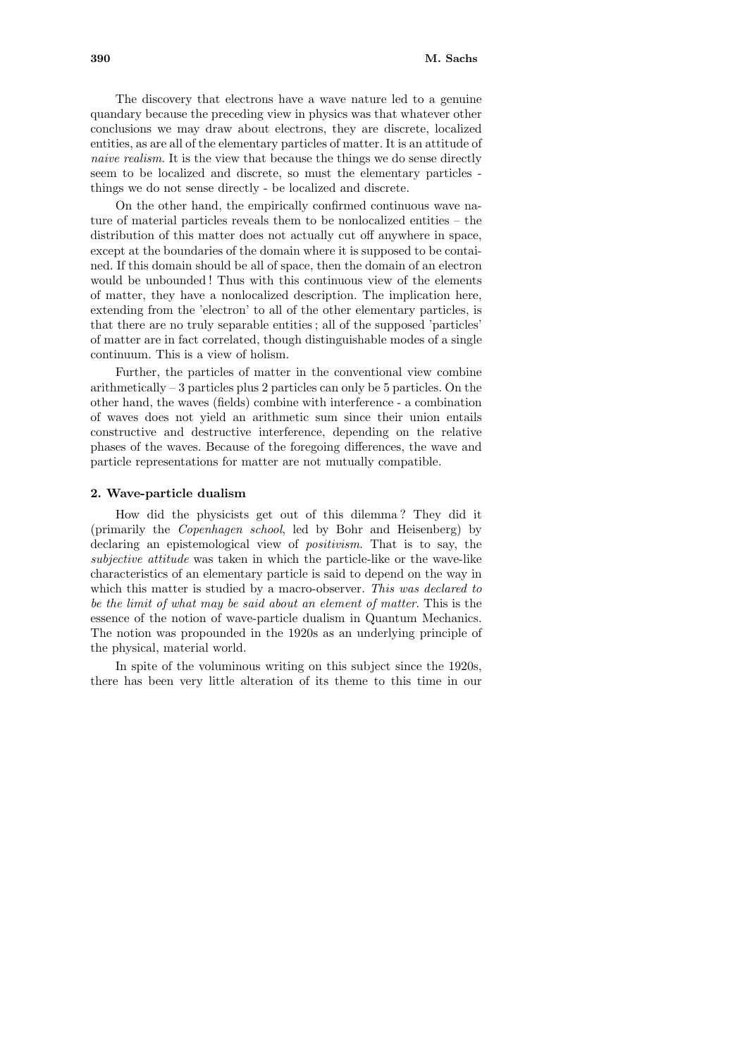The discovery that electrons have a wave nature led to a genuine quandary because the preceding view in physics was that whatever other conclusions we may draw about electrons, they are discrete, localized entities, as are all of the elementary particles of matter. It is an attitude of *naive realism*. It is the view that because the things we do sense directly seem to be localized and discrete, so must the elementary particles - things we do not sense directly - be localized and discrete.

On the other hand, the empirically confirmed continuous wave nature of material particles reveals them to be nonlocalized entities – the distribution of this matter does not actually cut off anywhere in space, except at the boundaries of the domain where it is supposed to be contained. If this domain should be all of space, then the domain of an electron would be unbounded ! Thus with this continuous view of the elements of matter, they have a nonlocalized description. The implication here, extending from the 'electron' to all of the other elementary particles, is that there are no truly separable entities ; all of the supposed 'particles' of matter are in fact correlated, though distinguishable modes of a single continuum. This is a view of holism.

Further, the particles of matter in the conventional view combine arithmetically – 3 particles plus 2 particles can only be 5 particles. On the other hand, the waves (fields) combine with interference - a combination of waves does not yield an arithmetic sum since their union entails constructive and destructive interference, depending on the relative phases of the waves. Because of the foregoing differences, the wave and particle representations for matter are not mutually compatible.

## 2. Wave-particle dualism

How did the physicists get out of this dilemma ? They did it (primarily the *Copenhagen school*, led by Bohr and Heisenberg) by declaring an epistemological view of *positivism*. That is to say, the *subjective attitude* was taken in which the particle-like or the wave-like characteristics of an elementary particle is said to depend on the way in which this matter is studied by a macro-observer. *This was declared to be the limit of what may be said about an element of matter*. This is the essence of the notion of wave-particle dualism in Quantum Mechanics. The notion was propounded in the 1920s as an underlying principle of the physical, material world.

In spite of the voluminous writing on this subject since the 1920s, there has been very little alteration of its theme to this time in our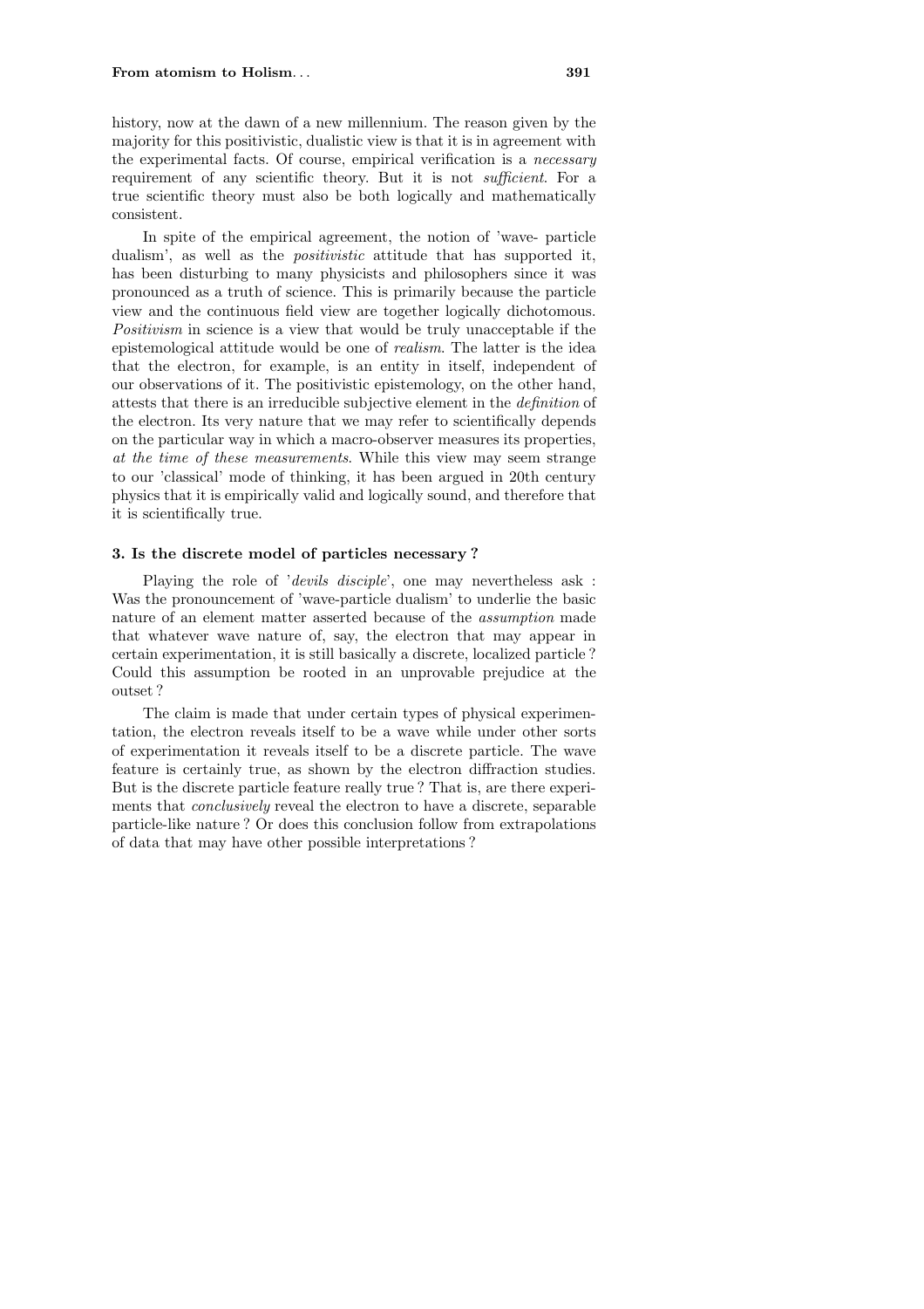history, now at the dawn of a new millennium. The reason given by the majority for this positivistic, dualistic view is that it is in agreement with the experimental facts. Of course, empirical verification is a *necessary* requirement of any scientific theory. But it is not *sufficient*. For a true scientific theory must also be both logically and mathematically consistent.

In spite of the empirical agreement, the notion of 'wave- particle dualism', as well as the *positivistic* attitude that has supported it, has been disturbing to many physicists and philosophers since it was pronounced as a truth of science. This is primarily because the particle view and the continuous field view are together logically dichotomous. *Positivism* in science is a view that would be truly unacceptable if the epistemological attitude would be one of *realism*. The latter is the idea that the electron, for example, is an entity in itself, independent of our observations of it. The positivistic epistemology, on the other hand, attests that there is an irreducible subjective element in the *definition* of the electron. Its very nature that we may refer to scientifically depends on the particular way in which a macro-observer measures its properties, *at the time of these measurements*. While this view may seem strange to our 'classical' mode of thinking, it has been argued in 20th century physics that it is empirically valid and logically sound, and therefore that it is scientifically true.

### 3. Is the discrete model of particles necessary ?

Playing the role of '*devils disciple*', one may nevertheless ask : Was the pronouncement of 'wave-particle dualism' to underlie the basic nature of an element matter asserted because of the *assumption* made that whatever wave nature of, say, the electron that may appear in certain experimentation, it is still basically a discrete, localized particle ? Could this assumption be rooted in an unprovable prejudice at the outset ?

The claim is made that under certain types of physical experimentation, the electron reveals itself to be a wave while under other sorts of experimentation it reveals itself to be a discrete particle. The wave feature is certainly true, as shown by the electron diffraction studies. But is the discrete particle feature really true ? That is, are there experiments that *conclusively* reveal the electron to have a discrete, separable particle-like nature ? Or does this conclusion follow from extrapolations of data that may have other possible interpretations ?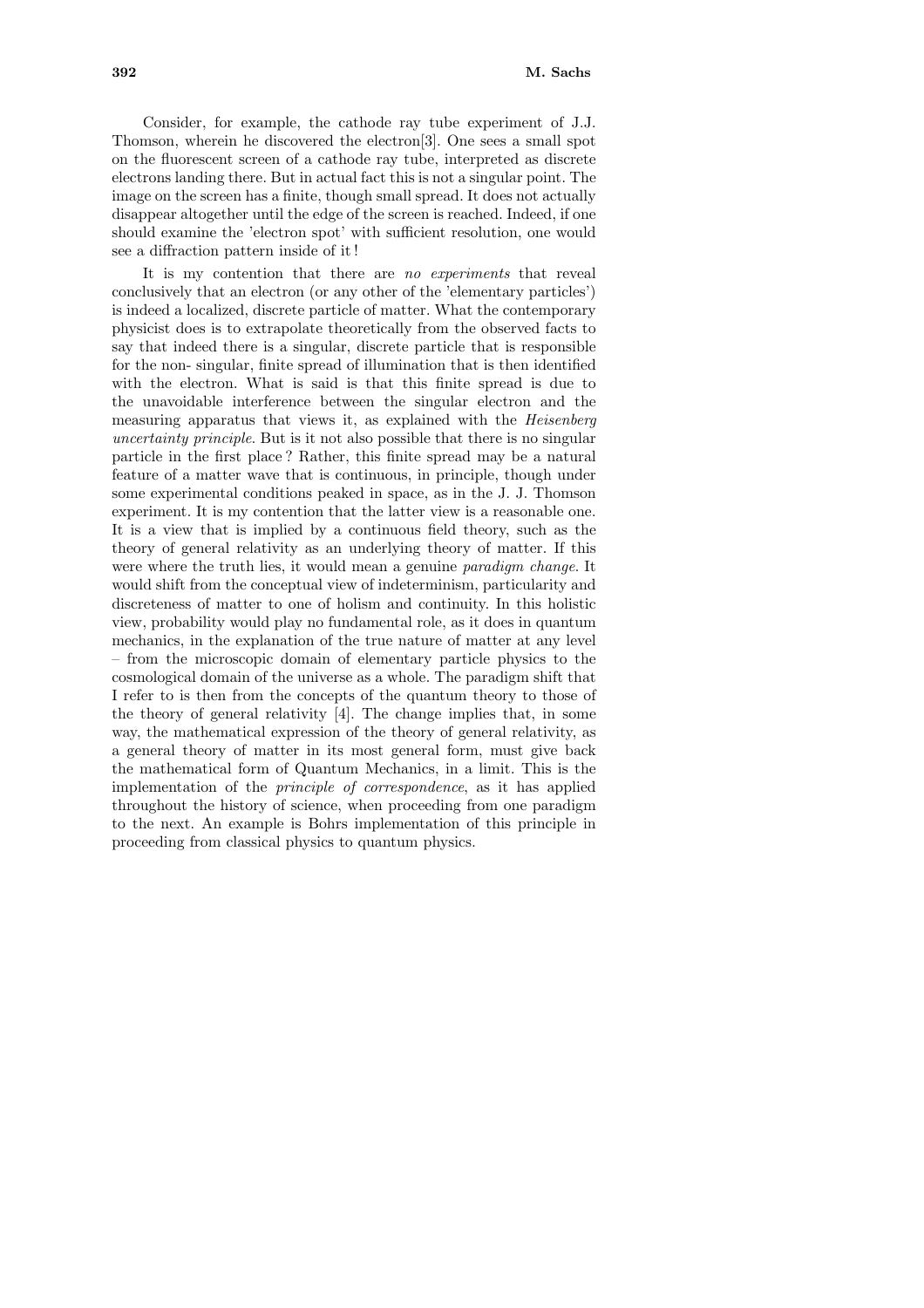Consider, for example, the cathode ray tube experiment of J.J. Thomson, wherein he discovered the electron[3]. One sees a small spot on the fluorescent screen of a cathode ray tube, interpreted as discrete electrons landing there. But in actual fact this is not a singular point. The image on the screen has a finite, though small spread. It does not actually disappear altogether until the edge of the screen is reached. Indeed, if one should examine the 'electron spot' with sufficient resolution, one would see a diffraction pattern inside of it !

It is my contention that there are *no experiments* that reveal conclusively that an electron (or any other of the 'elementary particles') is indeed a localized, discrete particle of matter. What the contemporary physicist does is to extrapolate theoretically from the observed facts to say that indeed there is a singular, discrete particle that is responsible for the non- singular, finite spread of illumination that is then identified with the electron. What is said is that this finite spread is due to the unavoidable interference between the singular electron and the measuring apparatus that views it, as explained with the *Heisenberg uncertainty principle*. But is it not also possible that there is no singular particle in the first place ? Rather, this finite spread may be a natural feature of a matter wave that is continuous, in principle, though under some experimental conditions peaked in space, as in the J. J. Thomson experiment. It is my contention that the latter view is a reasonable one. It is a view that is implied by a continuous field theory, such as the theory of general relativity as an underlying theory of matter. If this were where the truth lies, it would mean a genuine *paradigm change*. It would shift from the conceptual view of indeterminism, particularity and discreteness of matter to one of holism and continuity. In this holistic view, probability would play no fundamental role, as it does in quantum mechanics, in the explanation of the true nature of matter at any level – from the microscopic domain of elementary particle physics to the cosmological domain of the universe as a whole. The paradigm shift that I refer to is then from the concepts of the quantum theory to those of the theory of general relativity [4]. The change implies that, in some way, the mathematical expression of the theory of general relativity, as a general theory of matter in its most general form, must give back the mathematical form of Quantum Mechanics, in a limit. This is the implementation of the *principle of correspondence*, as it has applied throughout the history of science, when proceeding from one paradigm to the next. An example is Bohrs implementation of this principle in proceeding from classical physics to quantum physics.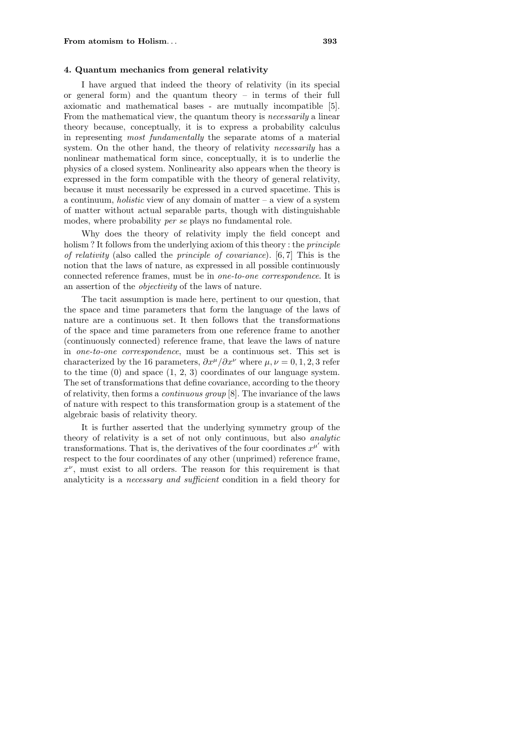## 4. Quantum mechanics from general relativity

I have argued that indeed the theory of relativity (in its special or general form) and the quantum theory – in terms of their full axiomatic and mathematical bases - are mutually incompatible [5]. From the mathematical view, the quantum theory is *necessarily* a linear theory because, conceptually, it is to express a probability calculus in representing *most fundamentally* the separate atoms of a material system. On the other hand, the theory of relativity *necessarily* has a nonlinear mathematical form since, conceptually, it is to underlie the physics of a closed system. Nonlinearity also appears when the theory is expressed in the form compatible with the theory of general relativity, because it must necessarily be expressed in a curved spacetime. This is a continuum, *holistic* view of any domain of matter – a view of a system of matter without actual separable parts, though with distinguishable modes, where probability *per se* plays no fundamental role.

Why does the theory of relativity imply the field concept and holism ? It follows from the underlying axiom of this theory : the *principle of relativity* (also called the *principle of covariance*). [6, 7] This is the notion that the laws of nature, as expressed in all possible continuously connected reference frames, must be in *one-to-one correspondence*. It is an assertion of the *objectivity* of the laws of nature.

The tacit assumption is made here, pertinent to our question, that the space and time parameters that form the language of the laws of nature are a continuous set. It then follows that the transformations of the space and time parameters from one reference frame to another (continuously connected) reference frame, that leave the laws of nature in *one-to-one correspondence*, must be a continuous set. This set is characterized by the 16 parameters, $\partial x^\mu / \partial x^\nu$ where $\mu, \nu = 0, 1, 2, 3$ refer to the time (0) and space (1, 2, 3) coordinates of our language system. The set of transformations that define covariance, according to the theory of relativity, then forms a *continuous group* [8]. The invariance of the laws of nature with respect to this transformation group is a statement of the algebraic basis of relativity theory.

It is further asserted that the underlying symmetry group of the theory of relativity is a set of not only continuous, but also *analytic* transformations. That is, the derivatives of the four coordinates $x^{\mu'}$ with respect to the four coordinates of any other (unprimed) reference frame, $x^\nu$, must exist to all orders. The reason for this requirement is that analyticity is a *necessary and sufficient* condition in a field theory for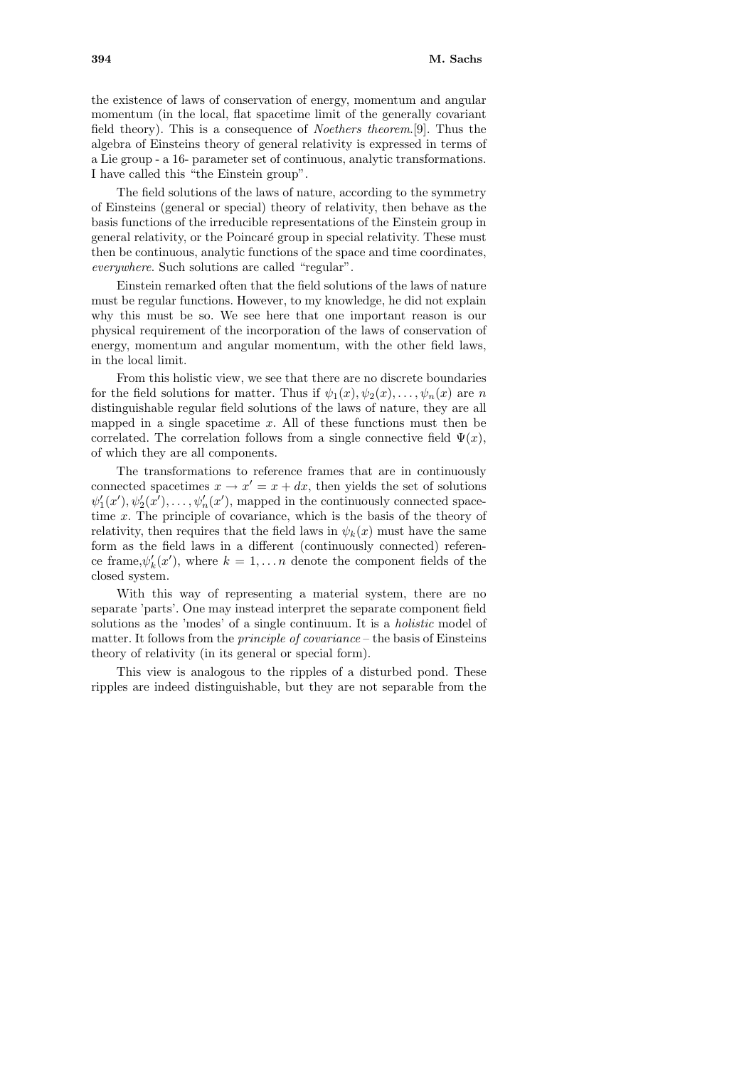the existence of laws of conservation of energy, momentum and angular momentum (in the local, flat spacetime limit of the generally covariant field theory). This is a consequence of *Noethers theorem*.[9]. Thus the algebra of Einsteins theory of general relativity is expressed in terms of a Lie group - a 16- parameter set of continuous, analytic transformations. I have called this "the Einstein group".

The field solutions of the laws of nature, according to the symmetry of Einsteins (general or special) theory of relativity, then behave as the basis functions of the irreducible representations of the Einstein group in general relativity, or the Poincaré group in special relativity. These must then be continuous, analytic functions of the space and time coordinates, *everywhere*. Such solutions are called "regular".

Einstein remarked often that the field solutions of the laws of nature must be regular functions. However, to my knowledge, he did not explain why this must be so. We see here that one important reason is our physical requirement of the incorporation of the laws of conservation of energy, momentum and angular momentum, with the other field laws, in the local limit.

From this holistic view, we see that there are no discrete boundaries for the field solutions for matter. Thus if $\psi_1(x), \psi_2(x), \ldots, \psi_n(x)$ are $n$ distinguishable regular field solutions of the laws of nature, they are all mapped in a single spacetime $x$. All of these functions must then be correlated. The correlation follows from a single connective field $\Psi(x)$, of which they are all components.

The transformations to reference frames that are in continuously connected spacetimes $x \to x' = x + dx$, then yields the set of solutions $\psi'_1(x'), \psi'_2(x'), \ldots, \psi'_n(x')$, mapped in the continuously connected spacetime $x$. The principle of covariance, which is the basis of the theory of relativity, then requires that the field laws in $\psi_k(x)$ must have the same form as the field laws in a different (continuously connected) reference frame,$\psi'_k(x')$, where $k = 1, \ldots n$ denote the component fields of the closed system.

With this way of representing a material system, there are no separate 'parts'. One may instead interpret the separate component field solutions as the 'modes' of a single continuum. It is a *holistic* model of matter. It follows from the *principle of covariance* – the basis of Einsteins theory of relativity (in its general or special form).

This view is analogous to the ripples of a disturbed pond. These ripples are indeed distinguishable, but they are not separable from the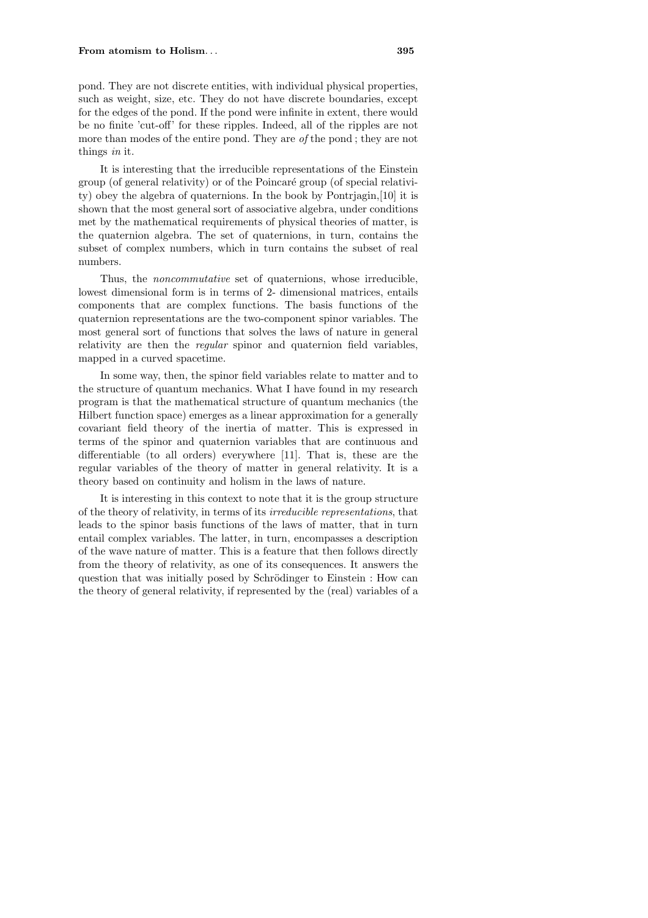pond. They are not discrete entities, with individual physical properties, such as weight, size, etc. They do not have discrete boundaries, except for the edges of the pond. If the pond were infinite in extent, there would be no finite 'cut-off' for these ripples. Indeed, all of the ripples are not more than modes of the entire pond. They are *of* the pond ; they are not things *in* it.

It is interesting that the irreducible representations of the Einstein group (of general relativity) or of the Poincaré group (of special relativity) obey the algebra of quaternions. In the book by Pontrjagin,[10] it is shown that the most general sort of associative algebra, under conditions met by the mathematical requirements of physical theories of matter, is the quaternion algebra. The set of quaternions, in turn, contains the subset of complex numbers, which in turn contains the subset of real numbers.

Thus, the *noncommutative* set of quaternions, whose irreducible, lowest dimensional form is in terms of 2- dimensional matrices, entails components that are complex functions. The basis functions of the quaternion representations are the two-component spinor variables. The most general sort of functions that solves the laws of nature in general relativity are then the *regular* spinor and quaternion field variables, mapped in a curved spacetime.

In some way, then, the spinor field variables relate to matter and to the structure of quantum mechanics. What I have found in my research program is that the mathematical structure of quantum mechanics (the Hilbert function space) emerges as a linear approximation for a generally covariant field theory of the inertia of matter. This is expressed in terms of the spinor and quaternion variables that are continuous and differentiable (to all orders) everywhere [11]. That is, these are the regular variables of the theory of matter in general relativity. It is a theory based on continuity and holism in the laws of nature.

It is interesting in this context to note that it is the group structure of the theory of relativity, in terms of its *irreducible representations*, that leads to the spinor basis functions of the laws of matter, that in turn entail complex variables. The latter, in turn, encompasses a description of the wave nature of matter. This is a feature that then follows directly from the theory of relativity, as one of its consequences. It answers the question that was initially posed by Schrödinger to Einstein : How can the theory of general relativity, if represented by the (real) variables of a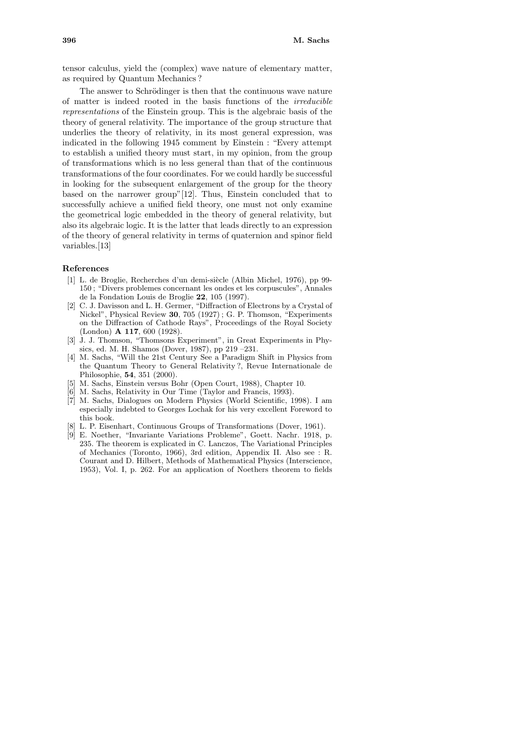tensor calculus, yield the (complex) wave nature of elementary matter, as required by Quantum Mechanics ?

The answer to Schrödinger is then that the continuous wave nature of matter is indeed rooted in the basis functions of the *irreducible representations* of the Einstein group. This is the algebraic basis of the theory of general relativity. The importance of the group structure that underlies the theory of relativity, in its most general expression, was indicated in the following 1945 comment by Einstein : “Every attempt to establish a unified theory must start, in my opinion, from the group of transformations which is no less general than that of the continuous transformations of the four coordinates. For we could hardly be successful in looking for the subsequent enlargement of the group for the theory based on the narrower group”[12]. Thus, Einstein concluded that to successfully achieve a unified field theory, one must not only examine the geometrical logic embedded in the theory of general relativity, but also its algebraic logic. It is the latter that leads directly to an expression of the theory of general relativity in terms of quaternion and spinor field variables.[13]

## References

[1] L. de Broglie, Recherches d'un demi-siècle (Albin Michel, 1976), pp 99-150 ; “Divers problemes concernant les ondes et les corpuscules”, Annales de la Fondation Louis de Broglie **22**, 105 (1997).

[2] C. J. Davisson and L. H. Germer, “Diffraction of Electrons by a Crystal of Nickel”, Physical Review **30**, 705 (1927) ; G. P. Thomson, “Experiments on the Diffraction of Cathode Rays”, Proceedings of the Royal Society (London) **A 117**, 600 (1928).

[3] J. J. Thomson, “Thomsons Experiment”, in Great Experiments in Physics, ed. M. H. Shamos (Dover, 1987), pp 219 –231.

[4] M. Sachs, “Will the 21st Century See a Paradigm Shift in Physics from the Quantum Theory to General Relativity ?, Revue Internationale de Philosophie, **54**, 351 (2000).

[5] M. Sachs, Einstein versus Bohr (Open Court, 1988), Chapter 10.

[6] M. Sachs, Relativity in Our Time (Taylor and Francis, 1993).

[7] M. Sachs, Dialogues on Modern Physics (World Scientific, 1998). I am especially indebted to Georges Lochak for his very excellent Foreword to this book.

[8] L. P. Eisenhart, Continuous Groups of Transformations (Dover, 1961).

[9] E. Noether, “Invariante Variations Probleme”, Goett. Nachr. 1918, p. 235. The theorem is explicated in C. Lanczos, The Variational Principles of Mechanics (Toronto, 1966), 3rd edition, Appendix II. Also see : R. Courant and D. Hilbert, Methods of Mathematical Physics (Interscience, 1953), Vol. I, p. 262. For an application of Noethers theorem to fields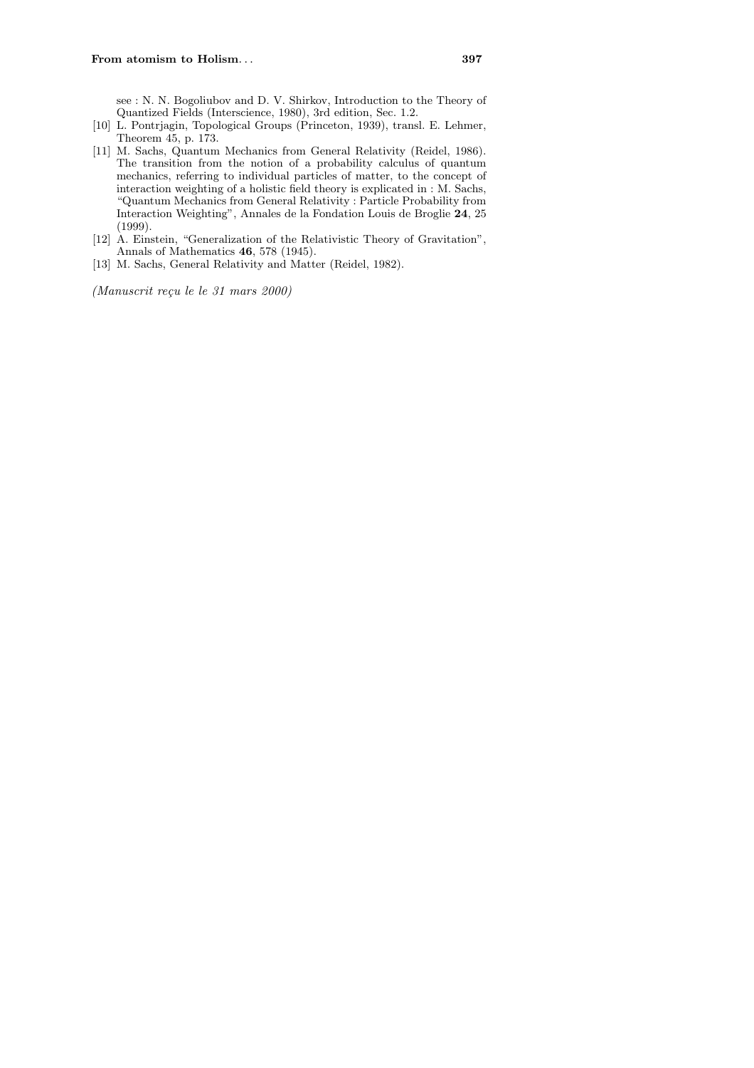see : N. N. Bogoliubov and D. V. Shirkov, Introduction to the Theory of Quantized Fields (Interscience, 1980), 3rd edition, Sec. 1.2.

[10] L. Pontrjagin, Topological Groups (Princeton, 1939), transl. E. Lehmer, Theorem 45, p. 173.

[11] M. Sachs, Quantum Mechanics from General Relativity (Reidel, 1986). The transition from the notion of a probability calculus of quantum mechanics, referring to individual particles of matter, to the concept of interaction weighting of a holistic field theory is explicated in : M. Sachs, "Quantum Mechanics from General Relativity : Particle Probability from Interaction Weighting", Annales de la Fondation Louis de Broglie **24**, 25 (1999).

[12] A. Einstein, "Generalization of the Relativistic Theory of Gravitation", Annals of Mathematics **46**, 578 (1945).

[13] M. Sachs, General Relativity and Matter (Reidel, 1982).

*(Manuscrit reçu le le 31 mars 2000)*